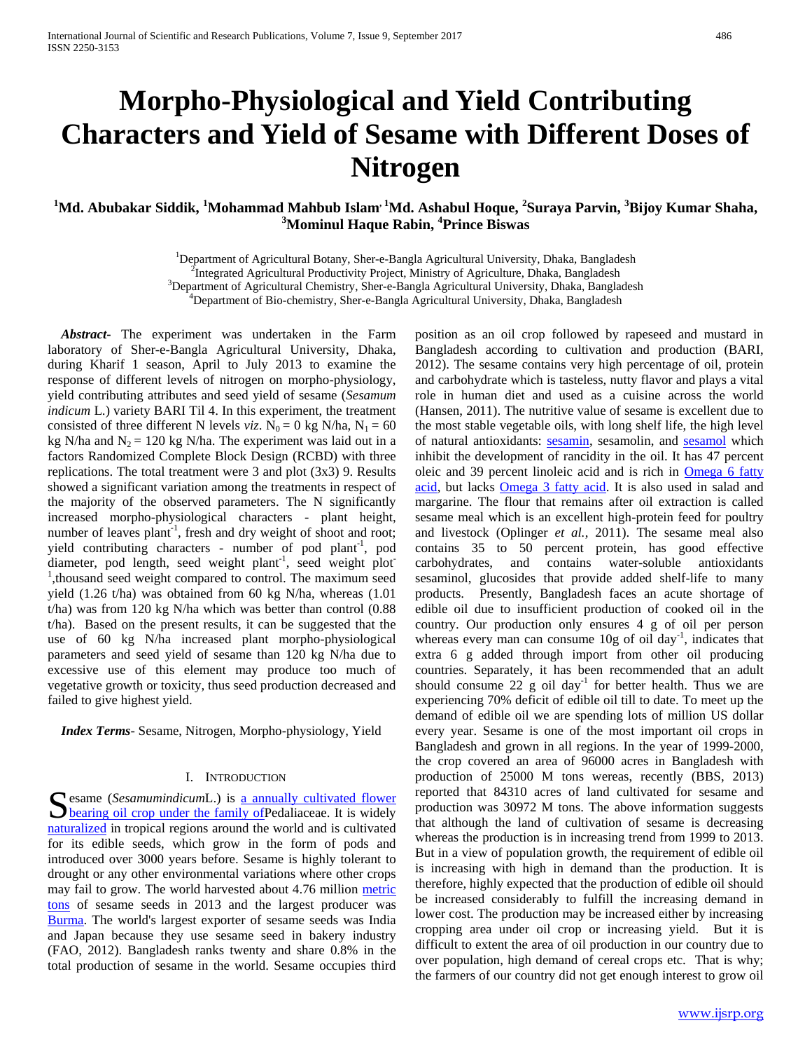# Morpho-Physiological and Yield Contributing Characters and Yield of Sesame with Different Doses of Nitrogen

**[1]Md. Abubakar Siddik, [1]Mohammad Mahbub Islam, [1]Md. Ashabul Hoque, [2]Suraya Parvin, [3]Bijoy Kumar Shaha, [3]Mominul Haque Rabin, [4]Prince Biswas**

[1]Department of Agricultural Botany, Sher-e-Bangla Agricultural University, Dhaka, Bangladesh
[2]Integrated Agricultural Productivity Project, Ministry of Agriculture, Dhaka, Bangladesh
[3]Department of Agricultural Chemistry, Sher-e-Bangla Agricultural University, Dhaka, Bangladesh
[4]Department of Bio-chemistry, Sher-e-Bangla Agricultural University, Dhaka, Bangladesh

***Abstract-*** The experiment was undertaken in the Farm laboratory of Sher-e-Bangla Agricultural University, Dhaka, during Kharif 1 season, April to July 2013 to examine the response of different levels of nitrogen on morpho-physiology, yield contributing attributes and seed yield of sesame (*Sesamum indicum* L.) variety BARI Til 4. In this experiment, the treatment consisted of three different N levels *viz*. $N_0$ = 0 kg N/ha, $N_1$ = 60 kg N/ha and $N_2$ = 120 kg N/ha. The experiment was laid out in a factors Randomized Complete Block Design (RCBD) with three replications. The total treatment were 3 and plot (3x3) 9. Results showed a significant variation among the treatments in respect of the majority of the observed parameters. The N significantly increased morpho-physiological characters - plant height, number of leaves plant$^{-1}$, fresh and dry weight of shoot and root; yield contributing characters - number of pod plant$^{-1}$, pod diameter, pod length, seed weight plant$^{-1}$, seed weight plot$^{-1}$,thousand seed weight compared to control. The maximum seed yield (1.26 t/ha) was obtained from 60 kg N/ha, whereas (1.01 t/ha) was from 120 kg N/ha which was better than control (0.88 t/ha). Based on the present results, it can be suggested that the use of 60 kg N/ha increased plant morpho-physiological parameters and seed yield of sesame than 120 kg N/ha due to excessive use of this element may produce too much of vegetative growth or toxicity, thus seed production decreased and failed to give highest yield.

***Index Terms***- Sesame, Nitrogen, Morpho-physiology, Yield

## I. Introduction

Sesame (*Sesamumindicum*L.) is a annually cultivated flower bearing oil crop under the family ofPedaliaceae. It is widely naturalized in tropical regions around the world and is cultivated for its edible seeds, which grow in the form of pods and introduced over 3000 years before. Sesame is highly tolerant to drought or any other environmental variations where other crops may fail to grow. The world harvested about 4.76 million metric tons of sesame seeds in 2013 and the largest producer was Burma. The world's largest exporter of sesame seeds was India and Japan because they use sesame seed in bakery industry (FAO, 2012). Bangladesh ranks twenty and share 0.8% in the total production of sesame in the world. Sesame occupies third position as an oil crop followed by rapeseed and mustard in Bangladesh according to cultivation and production (BARI, 2012). The sesame contains very high percentage of oil, protein and carbohydrate which is tasteless, nutty flavor and plays a vital role in human diet and used as a cuisine across the world (Hansen, 2011). The nutritive value of sesame is excellent due to the most stable vegetable oils, with long shelf life, the high level of natural antioxidants: sesamin, sesamolin, and sesamol which inhibit the development of rancidity in the oil. It has 47 percent oleic and 39 percent linoleic acid and is rich in Omega 6 fatty acid, but lacks Omega 3 fatty acid. It is also used in salad and margarine. The flour that remains after oil extraction is called sesame meal which is an excellent high-protein feed for poultry and livestock (Oplinger *et al.*, 2011). The sesame meal also contains 35 to 50 percent protein, has good effective carbohydrates, and contains water-soluble antioxidants sesaminol, glucosides that provide added shelf-life to many products. Presently, Bangladesh faces an acute shortage of edible oil due to insufficient production of cooked oil in the country. Our production only ensures 4 g of oil per person whereas every man can consume 10g of oil day$^{-1}$, indicates that extra 6 g added through import from other oil producing countries. Separately, it has been recommended that an adult should consume 22 g oil day$^{-1}$ for better health. Thus we are experiencing 70% deficit of edible oil till to date. To meet up the demand of edible oil we are spending lots of million US dollar every year. Sesame is one of the most important oil crops in Bangladesh and grown in all regions. In the year of 1999-2000, the crop covered an area of 96000 acres in Bangladesh with production of 25000 M tons wereas, recently (BBS, 2013) reported that 84310 acres of land cultivated for sesame and production was 30972 M tons. The above information suggests that although the land of cultivation of sesame is decreasing whereas the production is in increasing trend from 1999 to 2013. But in a view of population growth, the requirement of edible oil is increasing with high in demand than the production. It is therefore, highly expected that the production of edible oil should be increased considerably to fulfill the increasing demand in lower cost. The production may be increased either by increasing cropping area under oil crop or increasing yield. But it is difficult to extent the area of oil production in our country due to over population, high demand of cereal crops etc. That is why; the farmers of our country did not get enough interest to grow oil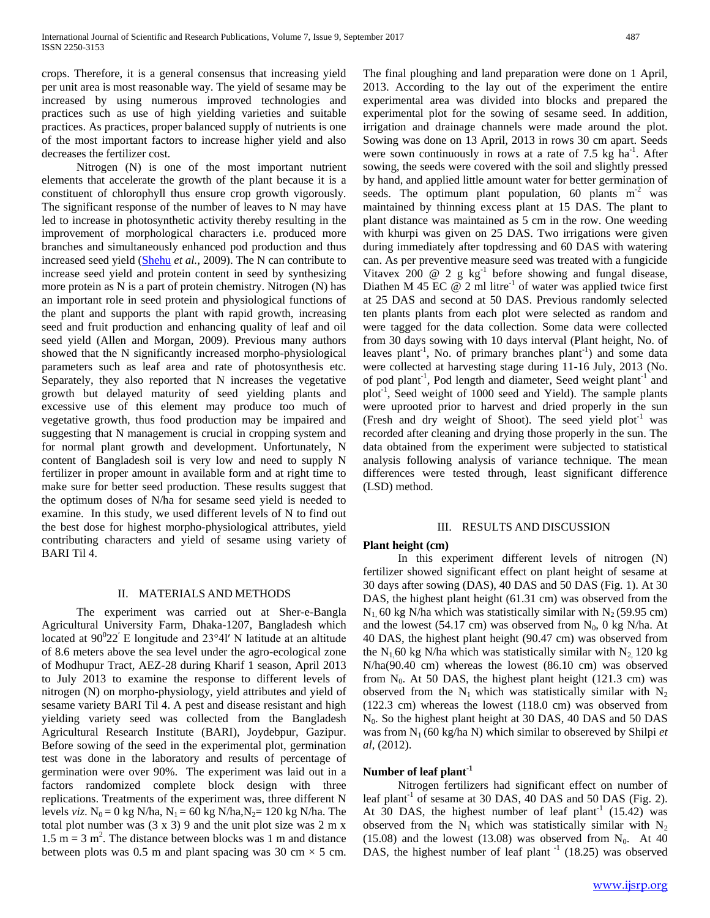crops. Therefore, it is a general consensus that increasing yield per unit area is most reasonable way. The yield of sesame may be increased by using numerous improved technologies and practices such as use of high yielding varieties and suitable practices. As practices, proper balanced supply of nutrients is one of the most important factors to increase higher yield and also decreases the fertilizer cost.

Nitrogen (N) is one of the most important nutrient elements that accelerate the growth of the plant because it is a constituent of chlorophyll thus ensure crop growth vigorously. The significant response of the number of leaves to N may have led to increase in photosynthetic activity thereby resulting in the improvement of morphological characters i.e. produced more branches and simultaneously enhanced pod production and thus increased seed yield (Shehu *et al.,* 2009). The N can contribute to increase seed yield and protein content in seed by synthesizing more protein as N is a part of protein chemistry. Nitrogen (N) has an important role in seed protein and physiological functions of the plant and supports the plant with rapid growth, increasing seed and fruit production and enhancing quality of leaf and oil seed yield (Allen and Morgan, 2009). Previous many authors showed that the N significantly increased morpho-physiological parameters such as leaf area and rate of photosynthesis etc. Separately, they also reported that N increases the vegetative growth but delayed maturity of seed yielding plants and excessive use of this element may produce too much of vegetative growth, thus food production may be impaired and suggesting that N management is crucial in cropping system and for normal plant growth and development. Unfortunately, N content of Bangladesh soil is very low and need to supply N fertilizer in proper amount in available form and at right time to make sure for better seed production. These results suggest that the optimum doses of N/ha for sesame seed yield is needed to examine. In this study, we used different levels of N to find out the best dose for highest morpho-physiological attributes, yield contributing characters and yield of sesame using variety of BARI Til 4.

## II. MATERIALS AND METHODS

The experiment was carried out at Sher-e-Bangla Agricultural University Farm, Dhaka-1207, Bangladesh which located at $90^0 22'$ E longitude and 23°4l′ N latitude at an altitude of 8.6 meters above the sea level under the agro-ecological zone of Modhupur Tract, AEZ-28 during Kharif 1 season, April 2013 to July 2013 to examine the response to different levels of nitrogen (N) on morpho-physiology, yield attributes and yield of sesame variety BARI Til 4. A pest and disease resistant and high yielding variety seed was collected from the Bangladesh Agricultural Research Institute (BARI), Joydebpur, Gazipur. Before sowing of the seed in the experimental plot, germination test was done in the laboratory and results of percentage of germination were over 90%. The experiment was laid out in a factors randomized complete block design with three replications. Treatments of the experiment was, three different N levels *viz.* $N_0$ = 0 kg N/ha, $N_1$ = 60 kg N/ha, $N_2$= 120 kg N/ha. The total plot number was (3 x 3) 9 and the unit plot size was 2 m x 1.5 m = 3 $m^2$. The distance between blocks was 1 m and distance between plots was 0.5 m and plant spacing was 30 cm × 5 cm. The final ploughing and land preparation were done on 1 April, 2013. According to the lay out of the experiment the entire experimental area was divided into blocks and prepared the experimental plot for the sowing of sesame seed. In addition, irrigation and drainage channels were made around the plot. Sowing was done on 13 April, 2013 in rows 30 cm apart. Seeds were sown continuously in rows at a rate of 7.5 kg $ha^{-1}$. After sowing, the seeds were covered with the soil and slightly pressed by hand, and applied little amount water for better germination of seeds. The optimum plant population, 60 plants $m^{-2}$ was maintained by thinning excess plant at 15 DAS. The plant to plant distance was maintained as 5 cm in the row. One weeding with khurpi was given on 25 DAS. Two irrigations were given during immediately after topdressing and 60 DAS with watering can. As per preventive measure seed was treated with a fungicide Vitavex 200 @ 2 g $kg^{-1}$ before showing and fungal disease, Diathen M 45 EC @ 2 ml $litre^{-1}$ of water was applied twice first at 25 DAS and second at 50 DAS. Previous randomly selected ten plants plants from each plot were selected as random and were tagged for the data collection. Some data were collected from 30 days sowing with 10 days interval (Plant height, No. of leaves $plant^{-1}$, No. of primary branches $plant^{-1}$) and some data were collected at harvesting stage during 11-16 July, 2013 (No. of pod $plant^{-1}$, Pod length and diameter, Seed weight $plant^{-1}$ and $plot^{-1}$, Seed weight of 1000 seed and Yield). The sample plants were uprooted prior to harvest and dried properly in the sun (Fresh and dry weight of Shoot). The seed yield $plot^{-1}$ was recorded after cleaning and drying those properly in the sun. The data obtained from the experiment were subjected to statistical analysis following analysis of variance technique. The mean differences were tested through, least significant difference (LSD) method.

## III. RESULTS AND DISCUSSION

**Plant height (cm)**

In this experiment different levels of nitrogen (N) fertilizer showed significant effect on plant height of sesame at 30 days after sowing (DAS), 40 DAS and 50 DAS (Fig. 1). At 30 DAS, the highest plant height (61.31 cm) was observed from the $N_1$, 60 kg N/ha which was statistically similar with $N_2$ (59.95 cm) and the lowest (54.17 cm) was observed from $N_0$, 0 kg N/ha. At 40 DAS, the highest plant height (90.47 cm) was observed from the $N_1$,60 kg N/ha which was statistically similar with $N_2$, 120 kg N/ha(90.40 cm) whereas the lowest (86.10 cm) was observed from $N_0$. At 50 DAS, the highest plant height (121.3 cm) was observed from the $N_1$ which was statistically similar with $N_2$ (122.3 cm) whereas the lowest (118.0 cm) was observed from $N_0$. So the highest plant height at 30 DAS, 40 DAS and 50 DAS was from $N_1$ (60 kg/ha N) which similar to obsereved by Shilpi *et al*, (2012).

**Number of leaf $plant^{-1}$**

Nitrogen fertilizers had significant effect on number of leaf $plant^{-1}$ of sesame at 30 DAS, 40 DAS and 50 DAS (Fig. 2). At 30 DAS, the highest number of leaf $plant^{-1}$ (15.42) was observed from the $N_1$ which was statistically similar with $N_2$ (15.08) and the lowest (13.08) was observed from $N_0$. At 40 DAS, the highest number of leaf plant $^{-1}$ (18.25) was observed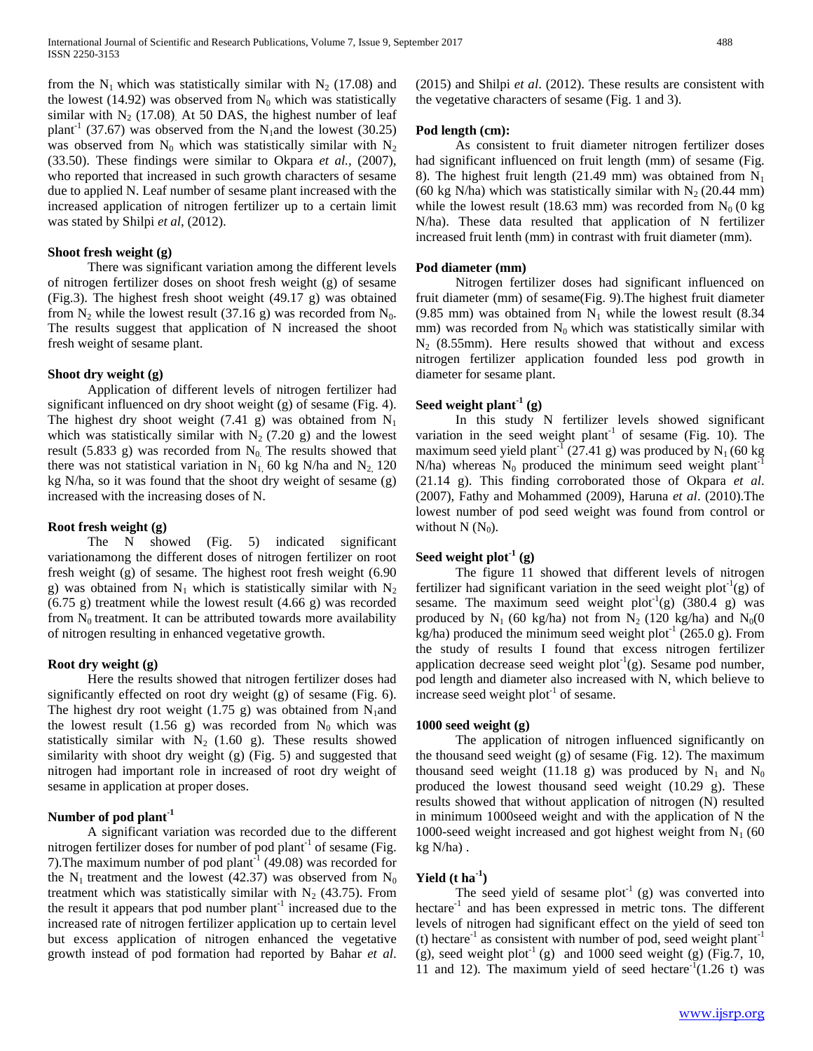from the $N_1$ which was statistically similar with $N_2$ (17.08) and the lowest (14.92) was observed from $N_0$ which was statistically similar with $N_2$ (17.08). At 50 DAS, the highest number of leaf plant$^{-1}$ (37.67) was observed from the $N_1$and the lowest (30.25) was observed from $N_0$ which was statistically similar with $N_2$ (33.50). These findings were similar to Okpara *et al.*, (2007), who reported that increased in such growth characters of sesame due to applied N. Leaf number of sesame plant increased with the increased application of nitrogen fertilizer up to a certain limit was stated by Shilpi *et al*, (2012).

**Shoot fresh weight (g)**

There was significant variation among the different levels of nitrogen fertilizer doses on shoot fresh weight (g) of sesame (Fig.3). The highest fresh shoot weight (49.17 g) was obtained from $N_2$ while the lowest result (37.16 g) was recorded from $N_0$. The results suggest that application of N increased the shoot fresh weight of sesame plant.

**Shoot dry weight (g)**

Application of different levels of nitrogen fertilizer had significant influenced on dry shoot weight (g) of sesame (Fig. 4). The highest dry shoot weight (7.41 g) was obtained from $N_1$ which was statistically similar with $N_2$ (7.20 g) and the lowest result (5.833 g) was recorded from $N_0$. The results showed that there was not statistical variation in $N_1$, 60 kg N/ha and $N_2$, 120 kg N/ha, so it was found that the shoot dry weight of sesame (g) increased with the increasing doses of N.

**Root fresh weight (g)**

The N showed (Fig. 5) indicated significant variationamong the different doses of nitrogen fertilizer on root fresh weight (g) of sesame. The highest root fresh weight (6.90 g) was obtained from $N_1$ which is statistically similar with $N_2$ (6.75 g) treatment while the lowest result (4.66 g) was recorded from $N_0$ treatment. It can be attributed towards more availability of nitrogen resulting in enhanced vegetative growth.

**Root dry weight (g)**

Here the results showed that nitrogen fertilizer doses had significantly effected on root dry weight (g) of sesame (Fig. 6). The highest dry root weight (1.75 g) was obtained from $N_1$and the lowest result (1.56 g) was recorded from $N_0$ which was statistically similar with $N_2$ (1.60 g). These results showed similarity with shoot dry weight (g) (Fig. 5) and suggested that nitrogen had important role in increased of root dry weight of sesame in application at proper doses.

**Number of pod plant$^{-1}$**

A significant variation was recorded due to the different nitrogen fertilizer doses for number of pod plant$^{-1}$ of sesame (Fig. 7).The maximum number of pod plant$^{-1}$ (49.08) was recorded for the $N_1$ treatment and the lowest (42.37) was observed from $N_0$ treatment which was statistically similar with $N_2$ (43.75). From the result it appears that pod number plant$^{-1}$ increased due to the increased rate of nitrogen fertilizer application up to certain level but excess application of nitrogen enhanced the vegetative growth instead of pod formation had reported by Bahar *et al*. (2015) and Shilpi *et al*. (2012). These results are consistent with the vegetative characters of sesame (Fig. 1 and 3).

**Pod length (cm):**

As consistent to fruit diameter nitrogen fertilizer doses had significant influenced on fruit length (mm) of sesame (Fig. 8). The highest fruit length (21.49 mm) was obtained from $N_1$ (60 kg N/ha) which was statistically similar with $N_2$ (20.44 mm) while the lowest result (18.63 mm) was recorded from $N_0$ (0 kg N/ha). These data resulted that application of N fertilizer increased fruit lenth (mm) in contrast with fruit diameter (mm).

**Pod diameter (mm)**

Nitrogen fertilizer doses had significant influenced on fruit diameter (mm) of sesame(Fig. 9).The highest fruit diameter (9.85 mm) was obtained from $N_1$ while the lowest result (8.34 mm) was recorded from $N_0$ which was statistically similar with $N_2$ (8.55mm). Here results showed that without and excess nitrogen fertilizer application founded less pod growth in diameter for sesame plant.

**Seed weight plant$^{-1}$ (g)**

In this study N fertilizer levels showed significant variation in the seed weight plant$^{-1}$ of sesame (Fig. 10). The maximum seed yield plant$^{-1}$ (27.41 g) was produced by $N_1$ (60 kg N/ha) whereas $N_0$ produced the minimum seed weight plant$^{-1}$ (21.14 g). This finding corroborated those of Okpara *et al*. (2007), Fathy and Mohammed (2009), Haruna *et al*. (2010).The lowest number of pod seed weight was found from control or without N ($N_0$).

**Seed weight plot$^{-1}$ (g)**

The figure 11 showed that different levels of nitrogen fertilizer had significant variation in the seed weight plot$^{-1}$(g) of sesame. The maximum seed weight plot$^{-1}$(g) (380.4 g) was produced by $N_1$ (60 kg/ha) not from $N_2$ (120 kg/ha) and $N_0$(0 kg/ha) produced the minimum seed weight plot$^{-1}$ (265.0 g). From the study of results I found that excess nitrogen fertilizer application decrease seed weight plot$^{-1}$(g). Sesame pod number, pod length and diameter also increased with N, which believe to increase seed weight plot$^{-1}$ of sesame.

**1000 seed weight (g)**

The application of nitrogen influenced significantly on the thousand seed weight (g) of sesame (Fig. 12). The maximum thousand seed weight (11.18 g) was produced by $N_1$ and $N_0$ produced the lowest thousand seed weight (10.29 g). These results showed that without application of nitrogen (N) resulted in minimum 1000seed weight and with the application of N the 1000-seed weight increased and got highest weight from $N_1$ (60 kg N/ha) .

**Yield (t ha$^{-1}$)**

The seed yield of sesame plot$^{-1}$ (g) was converted into hectare$^{-1}$ and has been expressed in metric tons. The different levels of nitrogen had significant effect on the yield of seed ton (t) hectare$^{-1}$ as consistent with number of pod, seed weight plant$^{-1}$ (g), seed weight plot$^{-1}$ (g) and 1000 seed weight (g) (Fig.7, 10, 11 and 12). The maximum yield of seed hectare$^{-1}$(1.26 t) was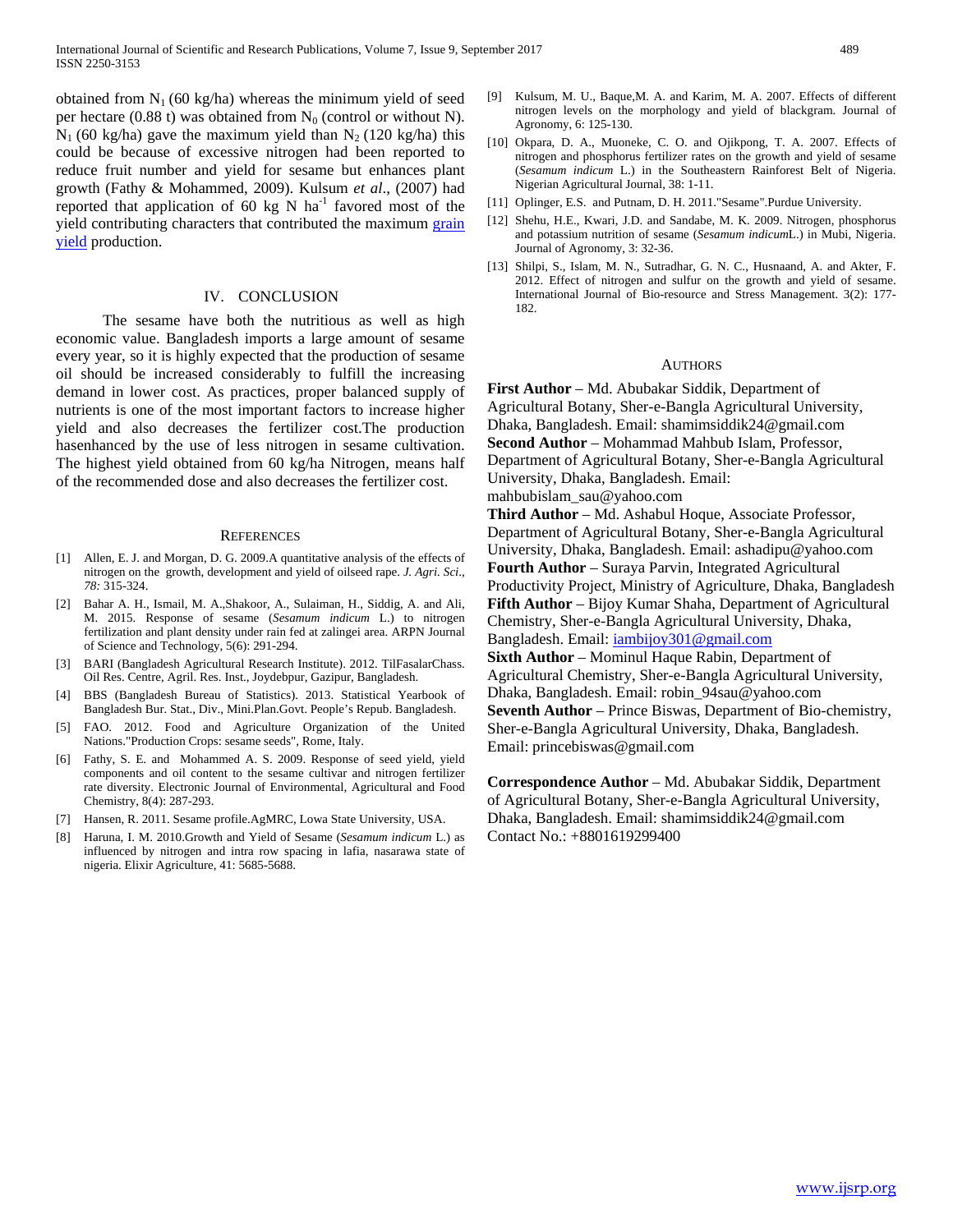obtained from $N_1$ (60 kg/ha) whereas the minimum yield of seed per hectare (0.88 t) was obtained from $N_0$ (control or without N). $N_1$ (60 kg/ha) gave the maximum yield than $N_2$ (120 kg/ha) this could be because of excessive nitrogen had been reported to reduce fruit number and yield for sesame but enhances plant growth (Fathy & Mohammed, 2009). Kulsum *et al*., (2007) had reported that application of 60 kg N $ha^{-1}$ favored most of the yield contributing characters that contributed the maximum grain yield production.

## IV. CONCLUSION

The sesame have both the nutritious as well as high economic value. Bangladesh imports a large amount of sesame every year, so it is highly expected that the production of sesame oil should be increased considerably to fulfill the increasing demand in lower cost. As practices, proper balanced supply of nutrients is one of the most important factors to increase higher yield and also decreases the fertilizer cost.The production hasenhanced by the use of less nitrogen in sesame cultivation. The highest yield obtained from 60 kg/ha Nitrogen, means half of the recommended dose and also decreases the fertilizer cost.

## REFERENCES

[1] Allen, E. J. and Morgan, D. G. 2009.A quantitative analysis of the effects of nitrogen on the growth, development and yield of oilseed rape. *J. Agri. Sci*., *78:* 315-324.

[2] Bahar A. H., Ismail, M. A.,Shakoor, A., Sulaiman, H., Siddig, A. and Ali, M. 2015. Response of sesame (*Sesamum indicum* L.) to nitrogen fertilization and plant density under rain fed at zalingei area. ARPN Journal of Science and Technology, 5(6): 291-294.

[3] BARI (Bangladesh Agricultural Research Institute). 2012. TilFasalarChass. Oil Res. Centre, Agril. Res. Inst., Joydebpur, Gazipur, Bangladesh.

[4] BBS (Bangladesh Bureau of Statistics). 2013. Statistical Yearbook of Bangladesh Bur. Stat., Div., Mini.Plan.Govt. People's Repub. Bangladesh.

[5] FAO. 2012. Food and Agriculture Organization of the United Nations."Production Crops: sesame seeds", Rome, Italy.

[6] Fathy, S. E. and Mohammed A. S. 2009. Response of seed yield, yield components and oil content to the sesame cultivar and nitrogen fertilizer rate diversity. Electronic Journal of Environmental, Agricultural and Food Chemistry, 8(4): 287-293.

[7] Hansen, R. 2011. Sesame profile.AgMRC, Lowa State University, USA.

[8] Haruna, I. M. 2010.Growth and Yield of Sesame (*Sesamum indicum* L.) as influenced by nitrogen and intra row spacing in lafia, nasarawa state of nigeria. Elixir Agriculture, 41: 5685-5688.

[9] Kulsum, M. U., Baque,M. A. and Karim, M. A. 2007. Effects of different nitrogen levels on the morphology and yield of blackgram. Journal of Agronomy, 6: 125-130.

[10] Okpara, D. A., Muoneke, C. O. and Ojikpong, T. A. 2007. Effects of nitrogen and phosphorus fertilizer rates on the growth and yield of sesame (*Sesamum indicum* L.) in the Southeastern Rainforest Belt of Nigeria. Nigerian Agricultural Journal, 38: 1-11.

[11] Oplinger, E.S. and Putnam, D. H. 2011."Sesame".Purdue University.

[12] Shehu, H.E., Kwari, J.D. and Sandabe, M. K. 2009. Nitrogen, phosphorus and potassium nutrition of sesame (*Sesamum indicum*L.) in Mubi, Nigeria. Journal of Agronomy, 3: 32-36.

[13] Shilpi, S., Islam, M. N., Sutradhar, G. N. C., Husnaand, A. and Akter, F. 2012. Effect of nitrogen and sulfur on the growth and yield of sesame. International Journal of Bio-resource and Stress Management. 3(2): 177-182.

## AUTHORS

**First Author** – Md. Abubakar Siddik, Department of Agricultural Botany, Sher-e-Bangla Agricultural University, Dhaka, Bangladesh. Email: shamimsiddik24@gmail.com

**Second Author** – Mohammad Mahbub Islam, Professor, Department of Agricultural Botany, Sher-e-Bangla Agricultural University, Dhaka, Bangladesh. Email: mahbubislam_sau@yahoo.com

**Third Author** – Md. Ashabul Hoque, Associate Professor, Department of Agricultural Botany, Sher-e-Bangla Agricultural University, Dhaka, Bangladesh. Email: ashadipu@yahoo.com

**Fourth Author** – Suraya Parvin, Integrated Agricultural Productivity Project, Ministry of Agriculture, Dhaka, Bangladesh

**Fifth Author** – Bijoy Kumar Shaha, Department of Agricultural Chemistry, Sher-e-Bangla Agricultural University, Dhaka, Bangladesh. Email: iambijoy301@gmail.com

**Sixth Author** – Mominul Haque Rabin, Department of Agricultural Chemistry, Sher-e-Bangla Agricultural University, Dhaka, Bangladesh. Email: robin_94sau@yahoo.com

**Seventh Author** – Prince Biswas, Department of Bio-chemistry, Sher-e-Bangla Agricultural University, Dhaka, Bangladesh. Email: princebiswas@gmail.com

**Correspondence Author** – Md. Abubakar Siddik, Department of Agricultural Botany, Sher-e-Bangla Agricultural University, Dhaka, Bangladesh. Email: shamimsiddik24@gmail.com Contact No.: +8801619299400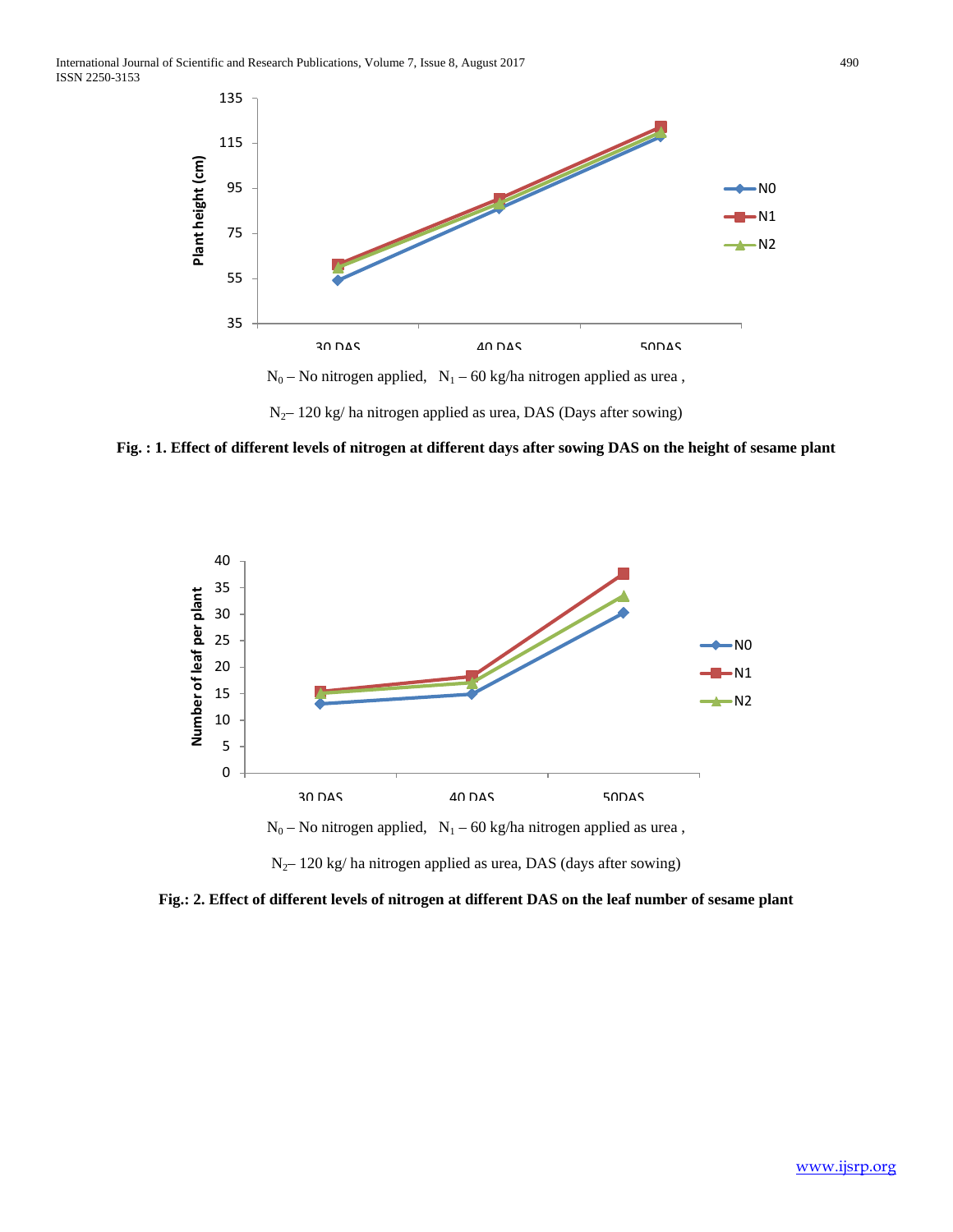$N_0$ – No nitrogen applied, $N_1$ – 60 kg/ha nitrogen applied as urea ,

$N_2$– 120 kg/ ha nitrogen applied as urea, DAS (Days after sowing)

**Fig. : 1. Effect of different levels of nitrogen at different days after sowing DAS on the height of sesame plant**

$N_0$ – No nitrogen applied, $N_1$ – 60 kg/ha nitrogen applied as urea ,

$N_2$– 120 kg/ ha nitrogen applied as urea, DAS (days after sowing)

**Fig.: 2. Effect of different levels of nitrogen at different DAS on the leaf number of sesame plant**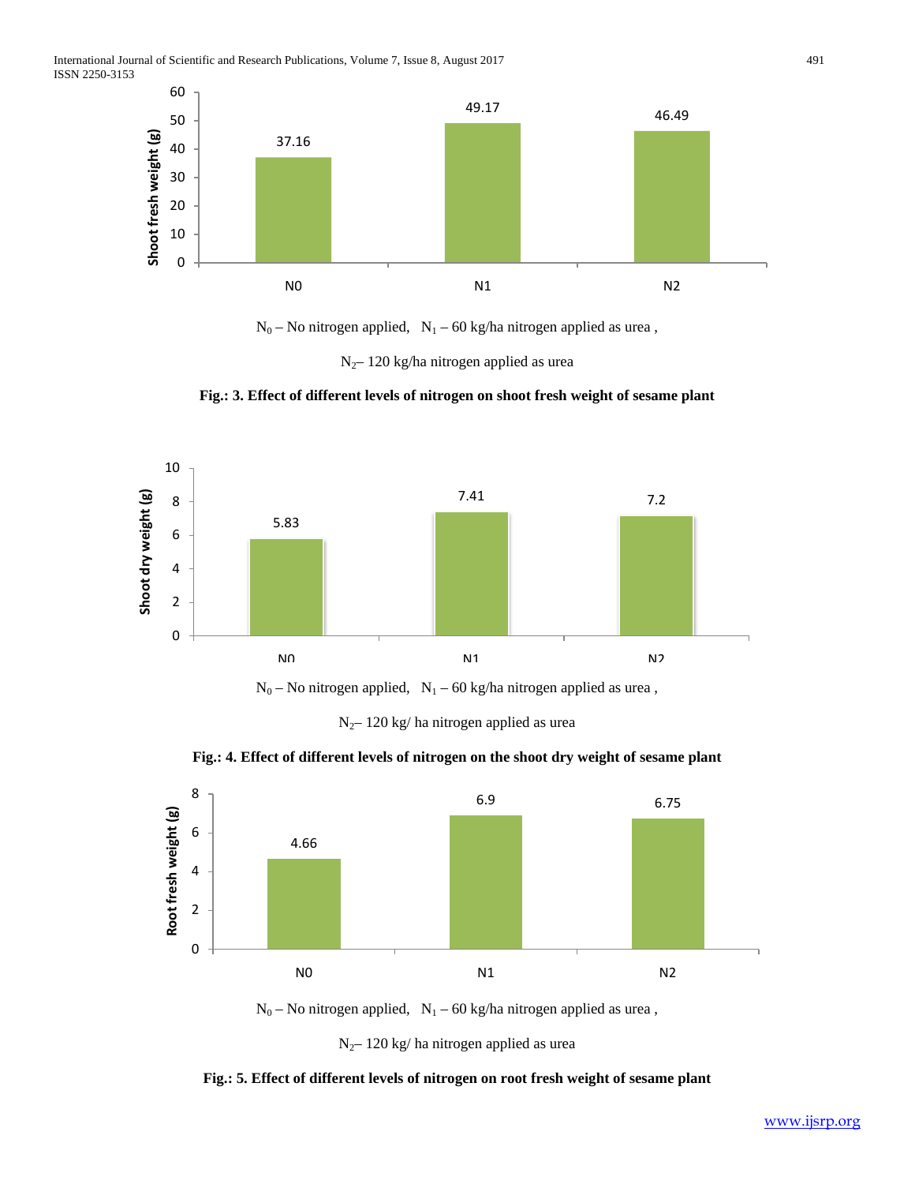| | N0 | N1 | N2 |
|---|---|---|---|
| Shoot fresh weight (g) | 37.16 | 49.17 | 46.49 |

$N_0$ – No nitrogen applied, $N_1$ – 60 kg/ha nitrogen applied as urea ,

$N_2$– 120 kg/ha nitrogen applied as urea

**Fig.: 3. Effect of different levels of nitrogen on shoot fresh weight of sesame plant**

| | N0 | N1 | N2 |
|---|---|---|---|
| Shoot dry weight (g) | 5.83 | 7.41 | 7.2 |

$N_0$ – No nitrogen applied, $N_1$ – 60 kg/ha nitrogen applied as urea ,

$N_2$– 120 kg/ ha nitrogen applied as urea

**Fig.: 4. Effect of different levels of nitrogen on the shoot dry weight of sesame plant**

| | N0 | N1 | N2 |
|---|---|---|---|
| Root fresh weight (g) | 4.66 | 6.9 | 6.75 |

$N_0$ – No nitrogen applied, $N_1$ – 60 kg/ha nitrogen applied as urea ,

$N_2$– 120 kg/ ha nitrogen applied as urea

**Fig.: 5. Effect of different levels of nitrogen on root fresh weight of sesame plant**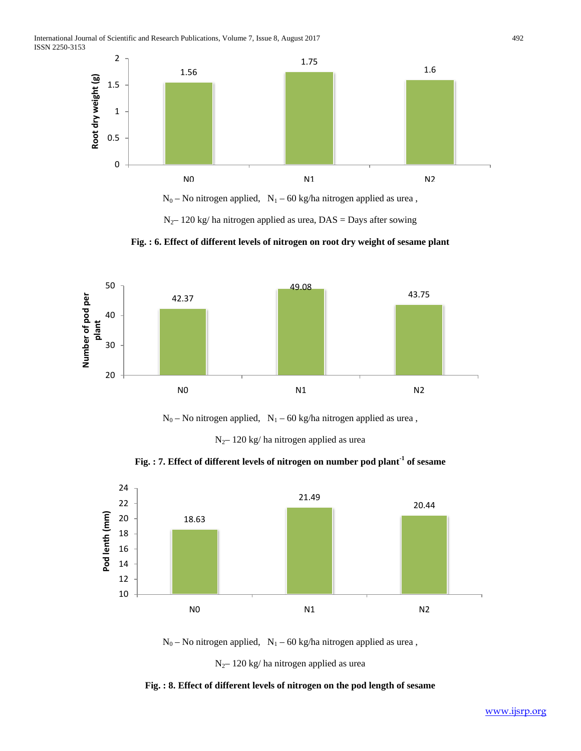$N_0$ – No nitrogen applied, $N_1$ – 60 kg/ha nitrogen applied as urea ,

$N_2$– 120 kg/ ha nitrogen applied as urea, DAS = Days after sowing

**Fig. : 6. Effect of different levels of nitrogen on root dry weight of sesame plant**

$N_0$ – No nitrogen applied, $N_1$ – 60 kg/ha nitrogen applied as urea ,

$N_2$– 120 kg/ ha nitrogen applied as urea

**Fig. : 7. Effect of different levels of nitrogen on number pod plant$^{-1}$ of sesame**

$N_0$ – No nitrogen applied, $N_1$ – 60 kg/ha nitrogen applied as urea ,

$N_2$– 120 kg/ ha nitrogen applied as urea

**Fig. : 8. Effect of different levels of nitrogen on the pod length of sesame**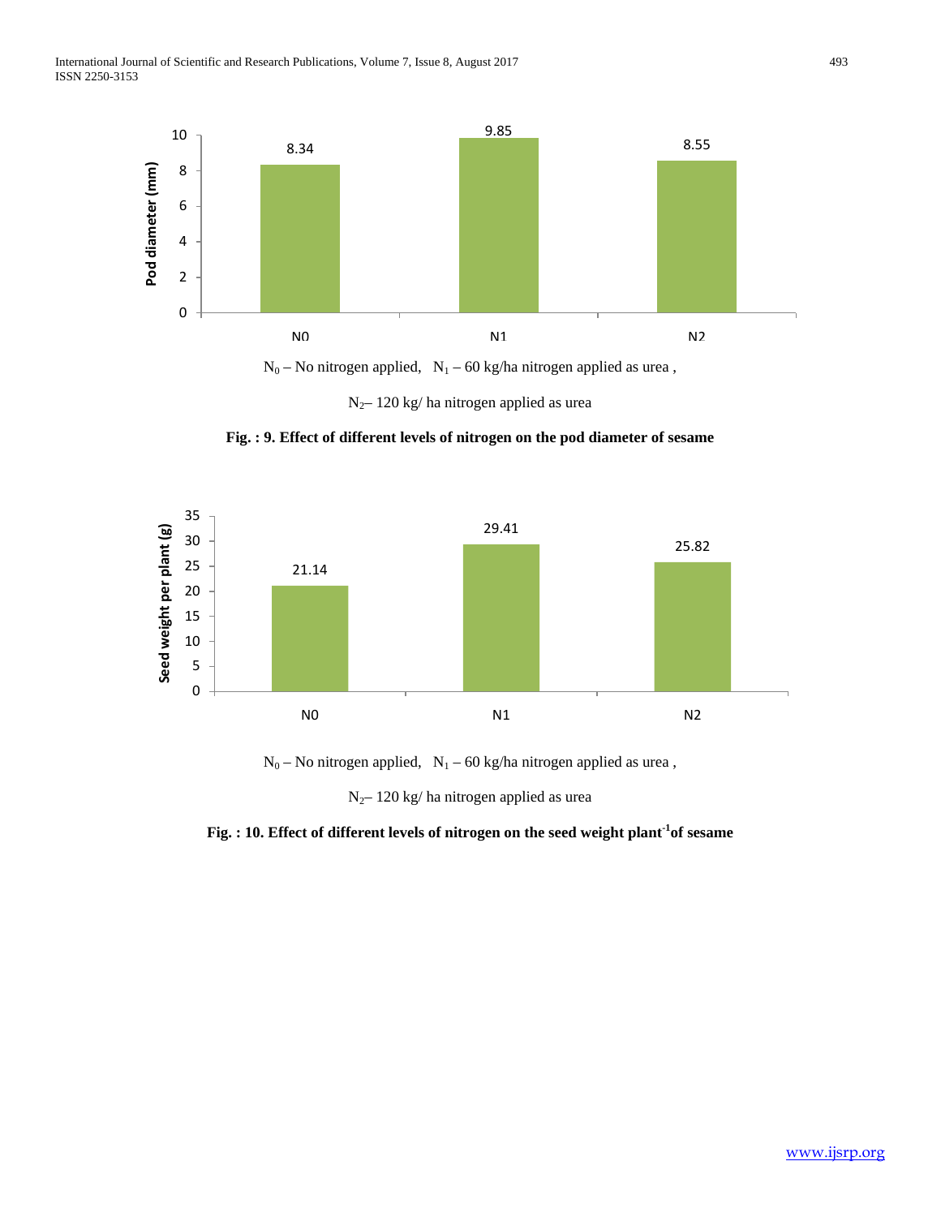| | N0 | N1 | N2 |
|---|---|---|---|
| Pod diameter (mm) | 8.34 | 9.85 | 8.55 |

$N_0$ – No nitrogen applied, $N_1$ – 60 kg/ha nitrogen applied as urea ,

$N_2$– 120 kg/ ha nitrogen applied as urea

**Fig. : 9. Effect of different levels of nitrogen on the pod diameter of sesame**

| | N0 | N1 | N2 |
|---|---|---|---|
| Seed weight per plant (g) | 21.14 | 29.41 | 25.82 |

$N_0$ – No nitrogen applied, $N_1$ – 60 kg/ha nitrogen applied as urea ,

$N_2$– 120 kg/ ha nitrogen applied as urea

**Fig. : 10. Effect of different levels of nitrogen on the seed weight plant$^{-1}$of sesame**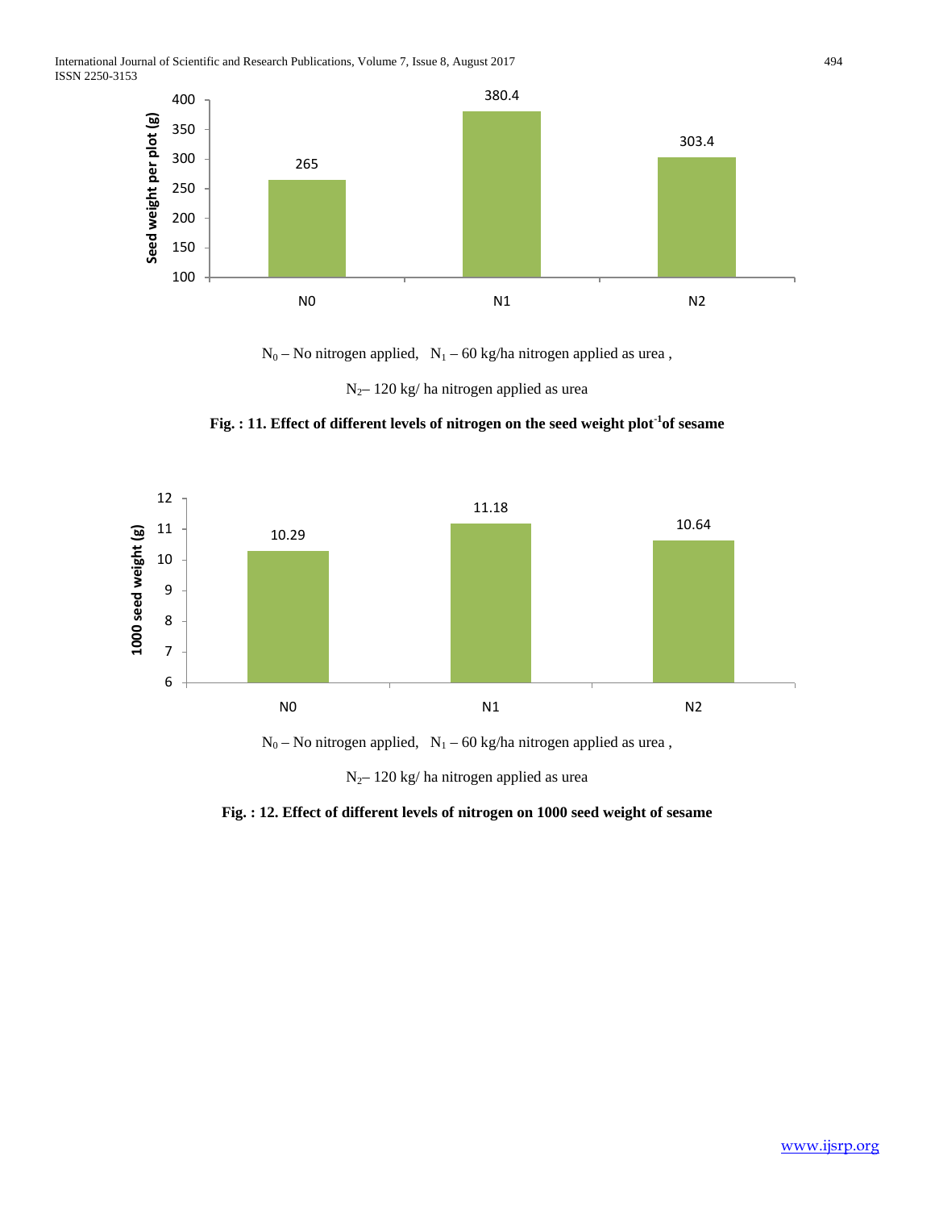$N_0$ – No nitrogen applied, $N_1$ – 60 kg/ha nitrogen applied as urea ,

$N_2$– 120 kg/ ha nitrogen applied as urea

**Fig. : 11. Effect of different levels of nitrogen on the seed weight plot$^{-1}$of sesame**

$N_0$ – No nitrogen applied, $N_1$ – 60 kg/ha nitrogen applied as urea ,

$N_2$– 120 kg/ ha nitrogen applied as urea

**Fig. : 12. Effect of different levels of nitrogen on 1000 seed weight of sesame**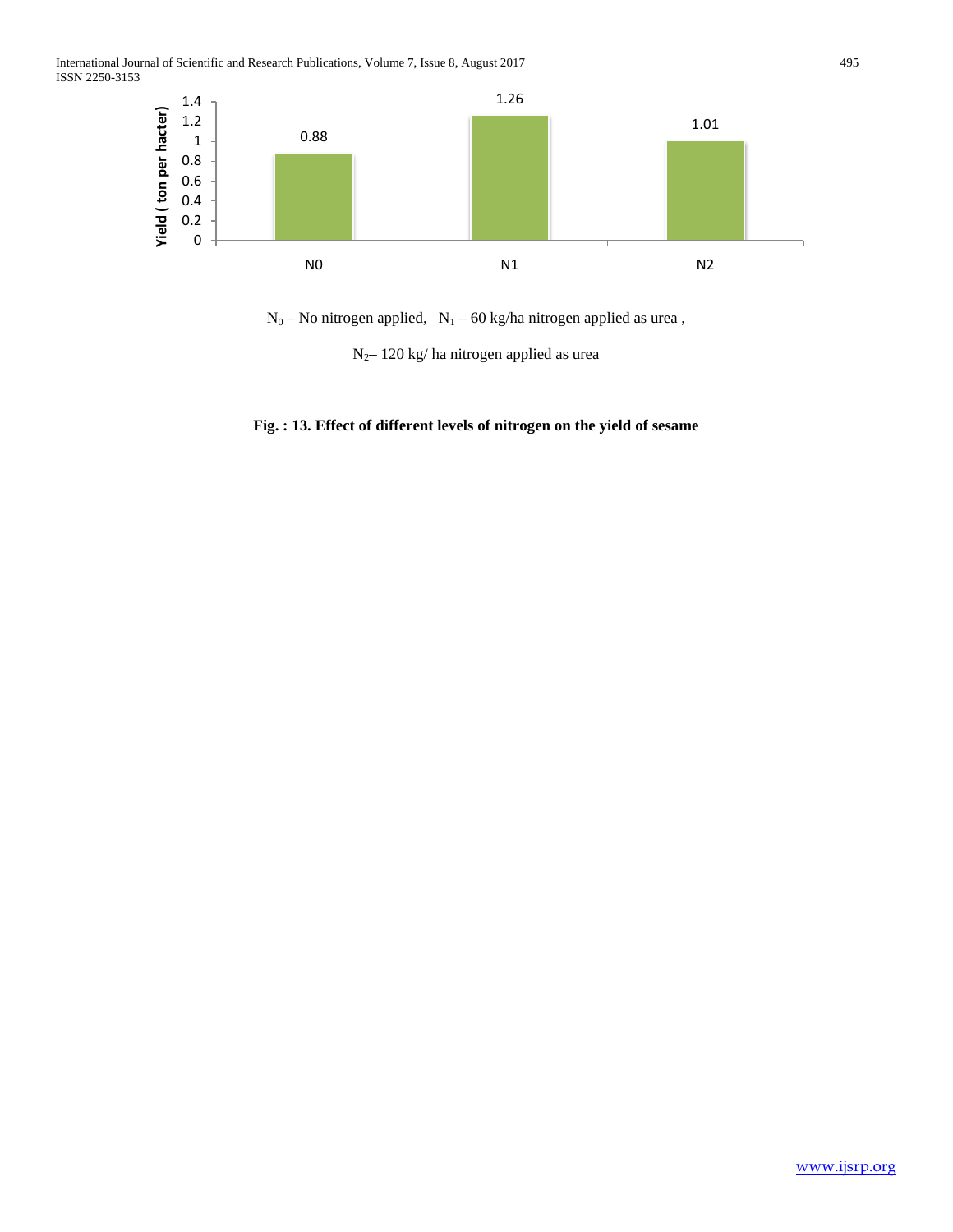1.4
1.2
1
0.8
0.6
0.4
0.2
0

Yield ( ton per hacter)

0.88
1.26
1.01

N0
N1
N2

$N_0$ – No nitrogen applied, $N_1$ – 60 kg/ha nitrogen applied as urea ,

$N_2$– 120 kg/ ha nitrogen applied as urea

**Fig. : 13. Effect of different levels of nitrogen on the yield of sesame**